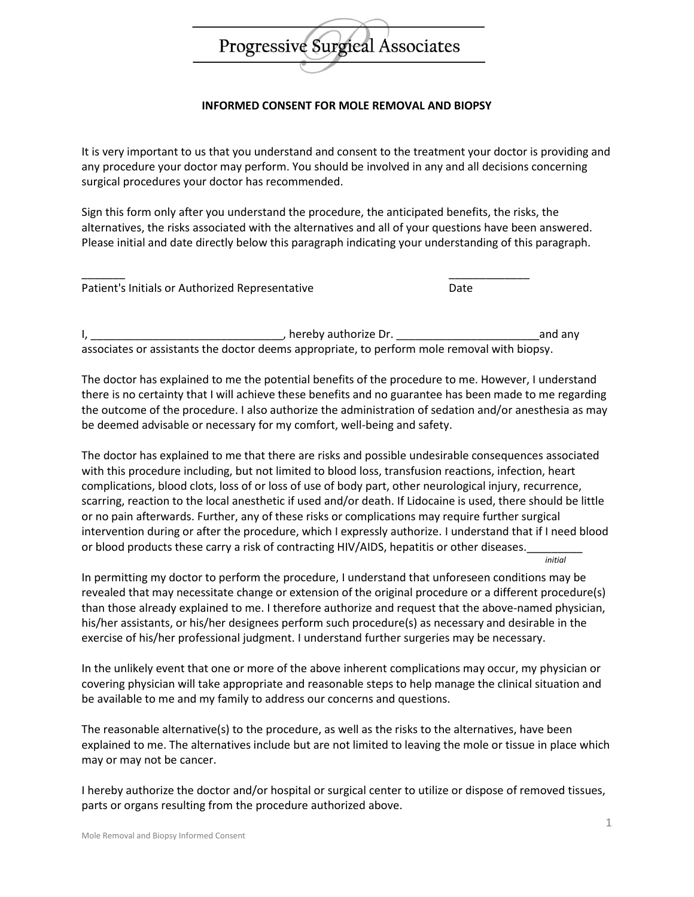# Progressive Surgical Associates

## INFORMED CONSENT FOR MOLE REMOVAL AND BIOPSY

It is very important to us that you understand and consent to the treatment your doctor is providing and any procedure your doctor may perform. You should be involved in any and all decisions concerning surgical procedures your doctor has recommended.

Sign this form only after you understand the procedure, the anticipated benefits, the risks, the alternatives, the risks associated with the alternatives and all of your questions have been answered. Please initial and date directly below this paragraph indicating your understanding of this paragraph.

_______ _____________
Patient's Initials or Authorized Representative Date

I, _______________________________, hereby authorize Dr. _______________________and any associates or assistants the doctor deems appropriate, to perform mole removal with biopsy.

The doctor has explained to me the potential benefits of the procedure to me. However, I understand there is no certainty that I will achieve these benefits and no guarantee has been made to me regarding the outcome of the procedure. I also authorize the administration of sedation and/or anesthesia as may be deemed advisable or necessary for my comfort, well-being and safety.

The doctor has explained to me that there are risks and possible undesirable consequences associated with this procedure including, but not limited to blood loss, transfusion reactions, infection, heart complications, blood clots, loss of or loss of use of body part, other neurological injury, recurrence, scarring, reaction to the local anesthetic if used and/or death. If Lidocaine is used, there should be little or no pain afterwards. Further, any of these risks or complications may require further surgical intervention during or after the procedure, which I expressly authorize. I understand that if I need blood or blood products these carry a risk of contracting HIV/AIDS, hepatitis or other diseases._________
*initial*

In permitting my doctor to perform the procedure, I understand that unforeseen conditions may be revealed that may necessitate change or extension of the original procedure or a different procedure(s) than those already explained to me. I therefore authorize and request that the above-named physician, his/her assistants, or his/her designees perform such procedure(s) as necessary and desirable in the exercise of his/her professional judgment. I understand further surgeries may be necessary.

In the unlikely event that one or more of the above inherent complications may occur, my physician or covering physician will take appropriate and reasonable steps to help manage the clinical situation and be available to me and my family to address our concerns and questions.

The reasonable alternative(s) to the procedure, as well as the risks to the alternatives, have been explained to me. The alternatives include but are not limited to leaving the mole or tissue in place which may or may not be cancer.

I hereby authorize the doctor and/or hospital or surgical center to utilize or dispose of removed tissues, parts or organs resulting from the procedure authorized above.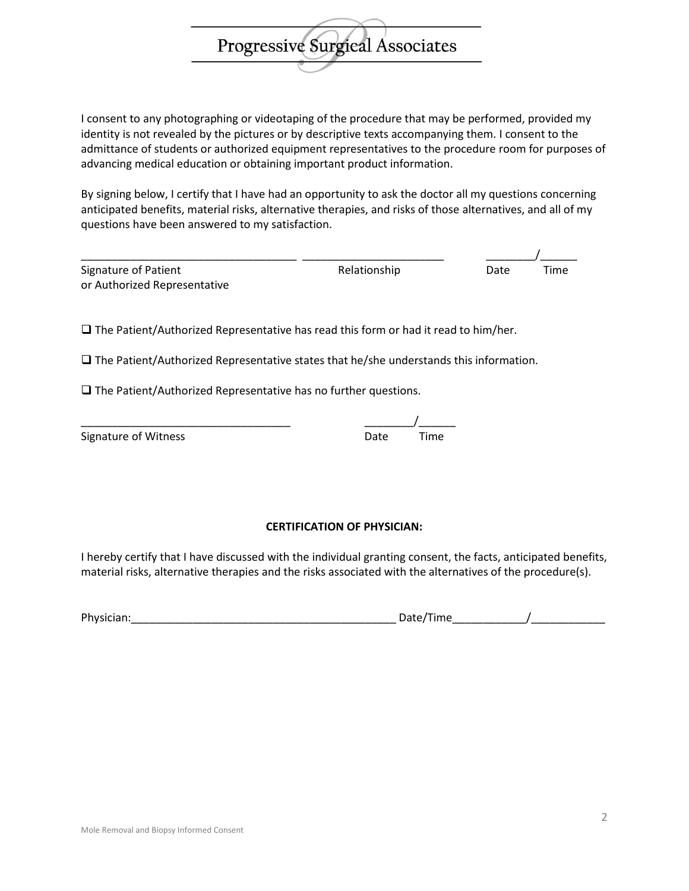I consent to any photographing or videotaping of the procedure that may be performed, provided my identity is not revealed by the pictures or by descriptive texts accompanying them. I consent to the admittance of students or authorized equipment representatives to the procedure room for purposes of advancing medical education or obtaining important product information.

By signing below, I certify that I have had an opportunity to ask the doctor all my questions concerning anticipated benefits, material risks, alternative therapies, and risks of those alternatives, and all of my questions have been answered to my satisfaction.

___________________________________ _______________________ ________/______
Signature of Patient or Authorized Representative | Relationship | Date | Time

❑ The Patient/Authorized Representative has read this form or had it read to him/her.

❑ The Patient/Authorized Representative states that he/she understands this information.

❑ The Patient/Authorized Representative has no further questions.

__________________________________ ________/______
Signature of Witness | Date | Time

**CERTIFICATION OF PHYSICIAN:**

I hereby certify that I have discussed with the individual granting consent, the facts, anticipated benefits, material risks, alternative therapies and the risks associated with the alternatives of the procedure(s).

Physician:___________________________________________ Date/Time____________/____________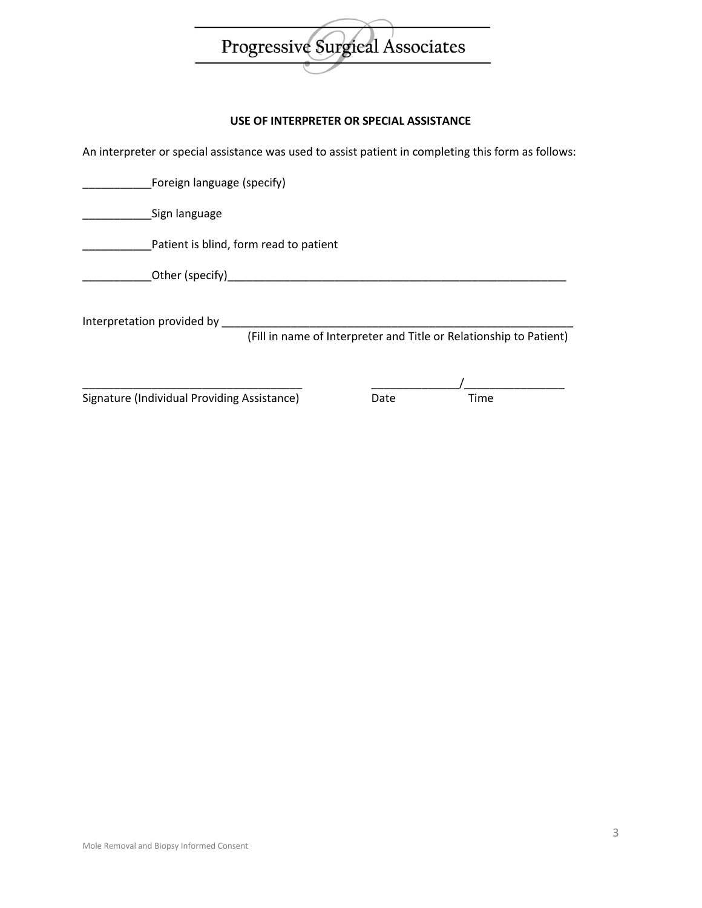Progressive Surgical Associates

**USE OF INTERPRETER OR SPECIAL ASSISTANCE**

An interpreter or special assistance was used to assist patient in completing this form as follows:

___________Foreign language (specify)

___________Sign language

___________Patient is blind, form read to patient

___________Other (specify)_________________________________________________________

Interpretation provided by _________________________________________________________
(Fill in name of Interpreter and Title or Relationship to Patient)

___________________________________ ______________/________________
Signature (Individual Providing Assistance) Date Time